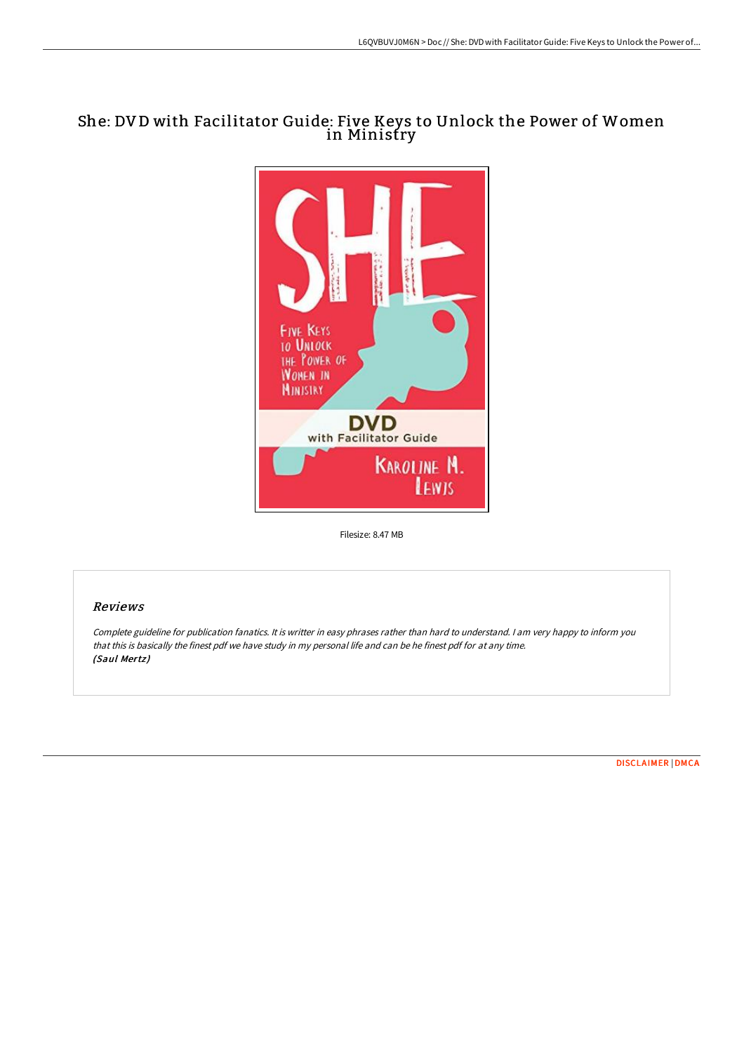# She: DVD with Facilitator Guide: Five Keys to Unlock the Power of Women in Ministry

Filesize: 8.47 MB

## Reviews

*Complete guideline for publication fanatics. It is writter in easy phrases rather than hard to understand. I am very happy to inform you that this is basically the finest pdf we have study in my personal life and can be he finest pdf for at any time.*
***(Saul Mertz)***

DISCLAIMER | DMCA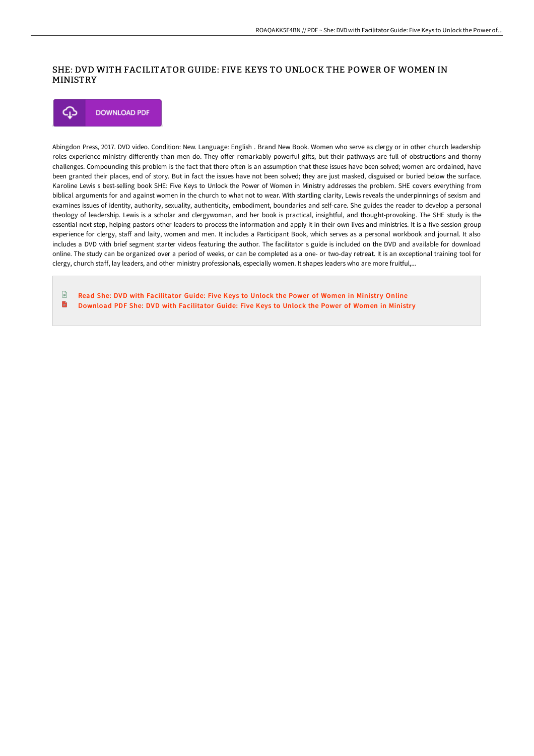## SHE: DVD WITH FACILITATOR GUIDE: FIVE KEYS TO UNLOCK THE POWER OF WOMEN IN MINISTRY

DOWNLOAD PDF

Abingdon Press, 2017. DVD video. Condition: New. Language: English . Brand New Book. Women who serve as clergy or in other church leadership roles experience ministry differently than men do. They offer remarkably powerful gifts, but their pathways are full of obstructions and thorny challenges. Compounding this problem is the fact that there often is an assumption that these issues have been solved; women are ordained, have been granted their places, end of story. But in fact the issues have not been solved; they are just masked, disguised or buried below the surface. Karoline Lewis s best-selling book SHE: Five Keys to Unlock the Power of Women in Ministry addresses the problem. SHE covers everything from biblical arguments for and against women in the church to what not to wear. With startling clarity, Lewis reveals the underpinnings of sexism and examines issues of identity, authority, sexuality, authenticity, embodiment, boundaries and self-care. She guides the reader to develop a personal theology of leadership. Lewis is a scholar and clergywoman, and her book is practical, insightful, and thought-provoking. The SHE study is the essential next step, helping pastors other leaders to process the information and apply it in their own lives and ministries. It is a five-session group experience for clergy, staff and laity, women and men. It includes a Participant Book, which serves as a personal workbook and journal. It also includes a DVD with brief segment starter videos featuring the author. The facilitator s guide is included on the DVD and available for download online. The study can be organized over a period of weeks, or can be completed as a one- or two-day retreat. It is an exceptional training tool for clergy, church staff, lay leaders, and other ministry professionals, especially women. It shapes leaders who are more fruitful,...

- Read She: DVD with Facilitator Guide: Five Keys to Unlock the Power of Women in Ministry Online
- Download PDF She: DVD with Facilitator Guide: Five Keys to Unlock the Power of Women in Ministry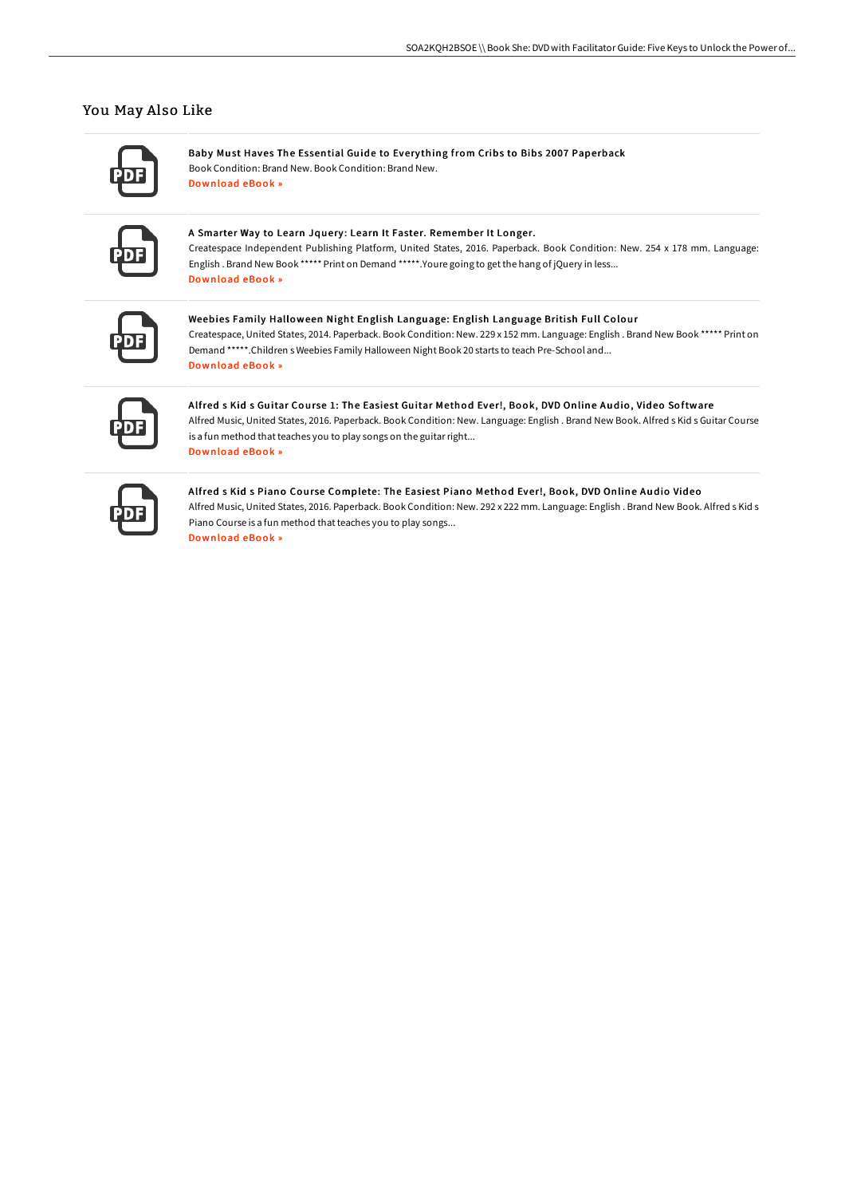## You May Also Like

**Baby Must Haves The Essential Guide to Everything from Cribs to Bibs 2007 Paperback**
Book Condition: Brand New. Book Condition: Brand New.
Download eBook »

**A Smarter Way to Learn Jquery: Learn It Faster. Remember It Longer.**
Createspace Independent Publishing Platform, United States, 2016. Paperback. Book Condition: New. 254 x 178 mm. Language: English . Brand New Book ***** Print on Demand *****.Youre going to get the hang of jQuery in less...
Download eBook »

**Weebies Family Halloween Night English Language: English Language British Full Colour**
Createspace, United States, 2014. Paperback. Book Condition: New. 229 x 152 mm. Language: English . Brand New Book ***** Print on Demand *****.Children s Weebies Family Halloween Night Book 20 starts to teach Pre-School and...
Download eBook »

**Alfred s Kid s Guitar Course 1: The Easiest Guitar Method Ever!, Book, DVD Online Audio, Video Software**
Alfred Music, United States, 2016. Paperback. Book Condition: New. Language: English . Brand New Book. Alfred s Kid s Guitar Course is a fun method that teaches you to play songs on the guitar right...
Download eBook »

**Alfred s Kid s Piano Course Complete: The Easiest Piano Method Ever!, Book, DVD Online Audio Video**
Alfred Music, United States, 2016. Paperback. Book Condition: New. 292 x 222 mm. Language: English . Brand New Book. Alfred s Kid s Piano Course is a fun method that teaches you to play songs...
Download eBook »